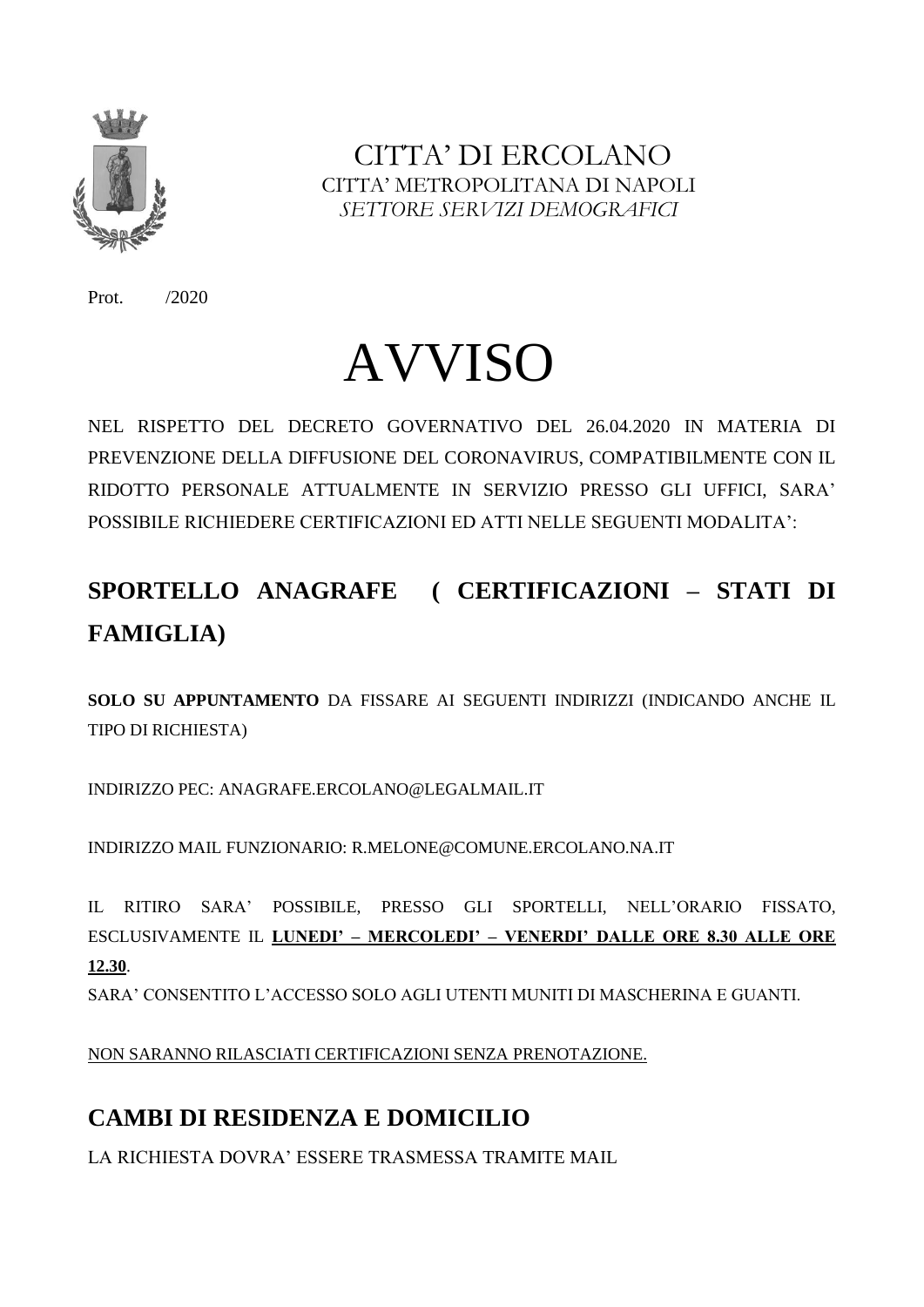CITTA' DI ERCOLANO
CITTA' METROPOLITANA DI NAPOLI
*SETTORE SERVIZI DEMOGRAFICI*

Prot. /2020

# AVVISO

NEL RISPETTO DEL DECRETO GOVERNATIVO DEL 26.04.2020 IN MATERIA DI PREVENZIONE DELLA DIFFUSIONE DEL CORONAVIRUS, COMPATIBILMENTE CON IL RIDOTTO PERSONALE ATTUALMENTE IN SERVIZIO PRESSO GLI UFFICI, SARA' POSSIBILE RICHIEDERE CERTIFICAZIONI ED ATTI NELLE SEGUENTI MODALITA':

## SPORTELLO ANAGRAFE ( CERTIFICAZIONI – STATI DI FAMIGLIA)

**SOLO SU APPUNTAMENTO** DA FISSARE AI SEGUENTI INDIRIZZI (INDICANDO ANCHE IL TIPO DI RICHIESTA)

INDIRIZZO PEC: ANAGRAFE.ERCOLANO@LEGALMAIL.IT

INDIRIZZO MAIL FUNZIONARIO: R.MELONE@COMUNE.ERCOLANO.NA.IT

IL RITIRO SARA' POSSIBILE, PRESSO GLI SPORTELLI, NELL'ORARIO FISSATO, ESCLUSIVAMENTE IL **LUNEDI' – MERCOLEDI' – VENERDI' DALLE ORE 8.30 ALLE ORE 12.30**.
SARA' CONSENTITO L'ACCESSO SOLO AGLI UTENTI MUNITI DI MASCHERINA E GUANTI.

NON SARANNO RILASCIATI CERTIFICAZIONI SENZA PRENOTAZIONE.

## CAMBI DI RESIDENZA E DOMICILIO

LA RICHIESTA DOVRA' ESSERE TRASMESSA TRAMITE MAIL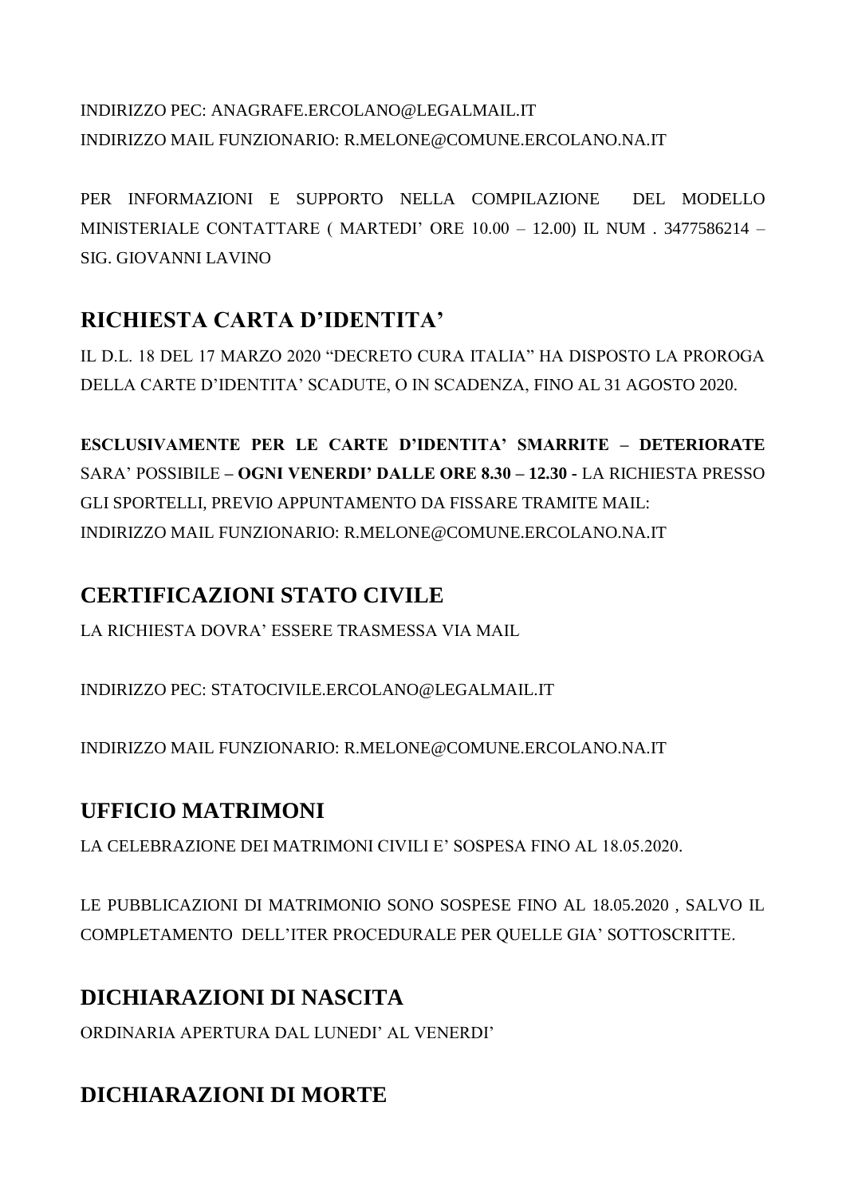INDIRIZZO PEC: ANAGRAFE.ERCOLANO@LEGALMAIL.IT
INDIRIZZO MAIL FUNZIONARIO: R.MELONE@COMUNE.ERCOLANO.NA.IT

PER INFORMAZIONI E SUPPORTO NELLA COMPILAZIONE DEL MODELLO MINISTERIALE CONTATTARE ( MARTEDI' ORE 10.00 – 12.00) IL NUM . 3477586214 – SIG. GIOVANNI LAVINO

## RICHIESTA CARTA D'IDENTITA'

IL D.L. 18 DEL 17 MARZO 2020 "DECRETO CURA ITALIA" HA DISPOSTO LA PROROGA DELLA CARTE D'IDENTITA' SCADUTE, O IN SCADENZA, FINO AL 31 AGOSTO 2020.

**ESCLUSIVAMENTE PER LE CARTE D'IDENTITA' SMARRITE – DETERIORATE** SARA' POSSIBILE **– OGNI VENERDI' DALLE ORE 8.30 – 12.30 -** LA RICHIESTA PRESSO GLI SPORTELLI, PREVIO APPUNTAMENTO DA FISSARE TRAMITE MAIL:
INDIRIZZO MAIL FUNZIONARIO: R.MELONE@COMUNE.ERCOLANO.NA.IT

## CERTIFICAZIONI STATO CIVILE

LA RICHIESTA DOVRA' ESSERE TRASMESSA VIA MAIL

INDIRIZZO PEC: STATOCIVILE.ERCOLANO@LEGALMAIL.IT

INDIRIZZO MAIL FUNZIONARIO: R.MELONE@COMUNE.ERCOLANO.NA.IT

## UFFICIO MATRIMONI

LA CELEBRAZIONE DEI MATRIMONI CIVILI E' SOSPESA FINO AL 18.05.2020.

LE PUBBLICAZIONI DI MATRIMONIO SONO SOSPESE FINO AL 18.05.2020 , SALVO IL COMPLETAMENTO DELL'ITER PROCEDURALE PER QUELLE GIA' SOTTOSCRITTE.

## DICHIARAZIONI DI NASCITA

ORDINARIA APERTURA DAL LUNEDI' AL VENERDI'

## DICHIARAZIONI DI MORTE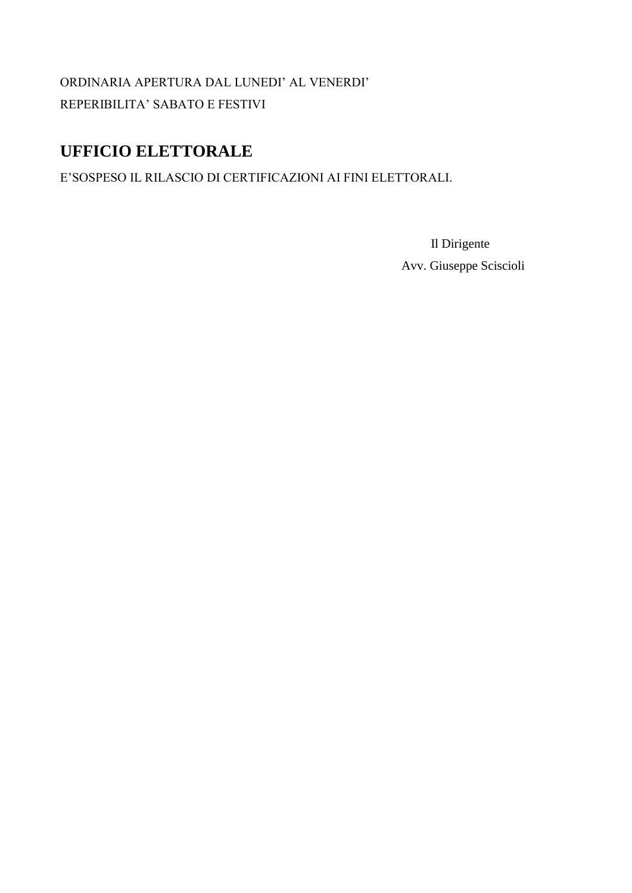ORDINARIA APERTURA DAL LUNEDI' AL VENERDI'

REPERIBILITA' SABATO E FESTIVI

## UFFICIO ELETTORALE

E'SOSPESO IL RILASCIO DI CERTIFICAZIONI AI FINI ELETTORALI.

Il Dirigente

Avv. Giuseppe Sciscioli